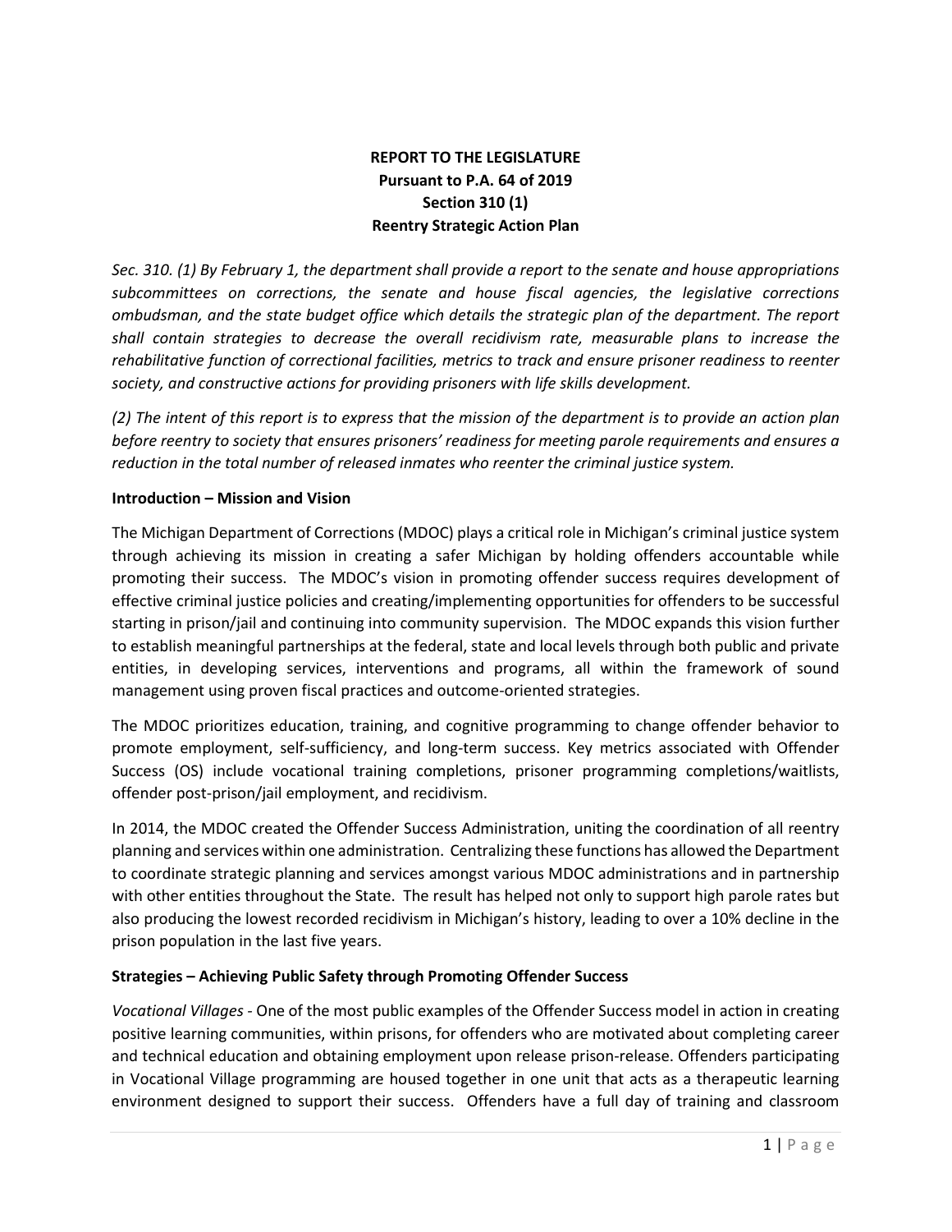**REPORT TO THE LEGISLATURE**
**Pursuant to P.A. 64 of 2019**
**Section 310 (1)**
**Reentry Strategic Action Plan**

*Sec. 310. (1) By February 1, the department shall provide a report to the senate and house appropriations subcommittees on corrections, the senate and house fiscal agencies, the legislative corrections ombudsman, and the state budget office which details the strategic plan of the department. The report shall contain strategies to decrease the overall recidivism rate, measurable plans to increase the rehabilitative function of correctional facilities, metrics to track and ensure prisoner readiness to reenter society, and constructive actions for providing prisoners with life skills development.*

*(2) The intent of this report is to express that the mission of the department is to provide an action plan before reentry to society that ensures prisoners' readiness for meeting parole requirements and ensures a reduction in the total number of released inmates who reenter the criminal justice system.*

**Introduction – Mission and Vision**

The Michigan Department of Corrections (MDOC) plays a critical role in Michigan's criminal justice system through achieving its mission in creating a safer Michigan by holding offenders accountable while promoting their success. The MDOC's vision in promoting offender success requires development of effective criminal justice policies and creating/implementing opportunities for offenders to be successful starting in prison/jail and continuing into community supervision. The MDOC expands this vision further to establish meaningful partnerships at the federal, state and local levels through both public and private entities, in developing services, interventions and programs, all within the framework of sound management using proven fiscal practices and outcome-oriented strategies.

The MDOC prioritizes education, training, and cognitive programming to change offender behavior to promote employment, self-sufficiency, and long-term success. Key metrics associated with Offender Success (OS) include vocational training completions, prisoner programming completions/waitlists, offender post-prison/jail employment, and recidivism.

In 2014, the MDOC created the Offender Success Administration, uniting the coordination of all reentry planning and services within one administration. Centralizing these functions has allowed the Department to coordinate strategic planning and services amongst various MDOC administrations and in partnership with other entities throughout the State. The result has helped not only to support high parole rates but also producing the lowest recorded recidivism in Michigan's history, leading to over a 10% decline in the prison population in the last five years.

**Strategies – Achieving Public Safety through Promoting Offender Success**

*Vocational Villages* - One of the most public examples of the Offender Success model in action in creating positive learning communities, within prisons, for offenders who are motivated about completing career and technical education and obtaining employment upon release prison-release. Offenders participating in Vocational Village programming are housed together in one unit that acts as a therapeutic learning environment designed to support their success. Offenders have a full day of training and classroom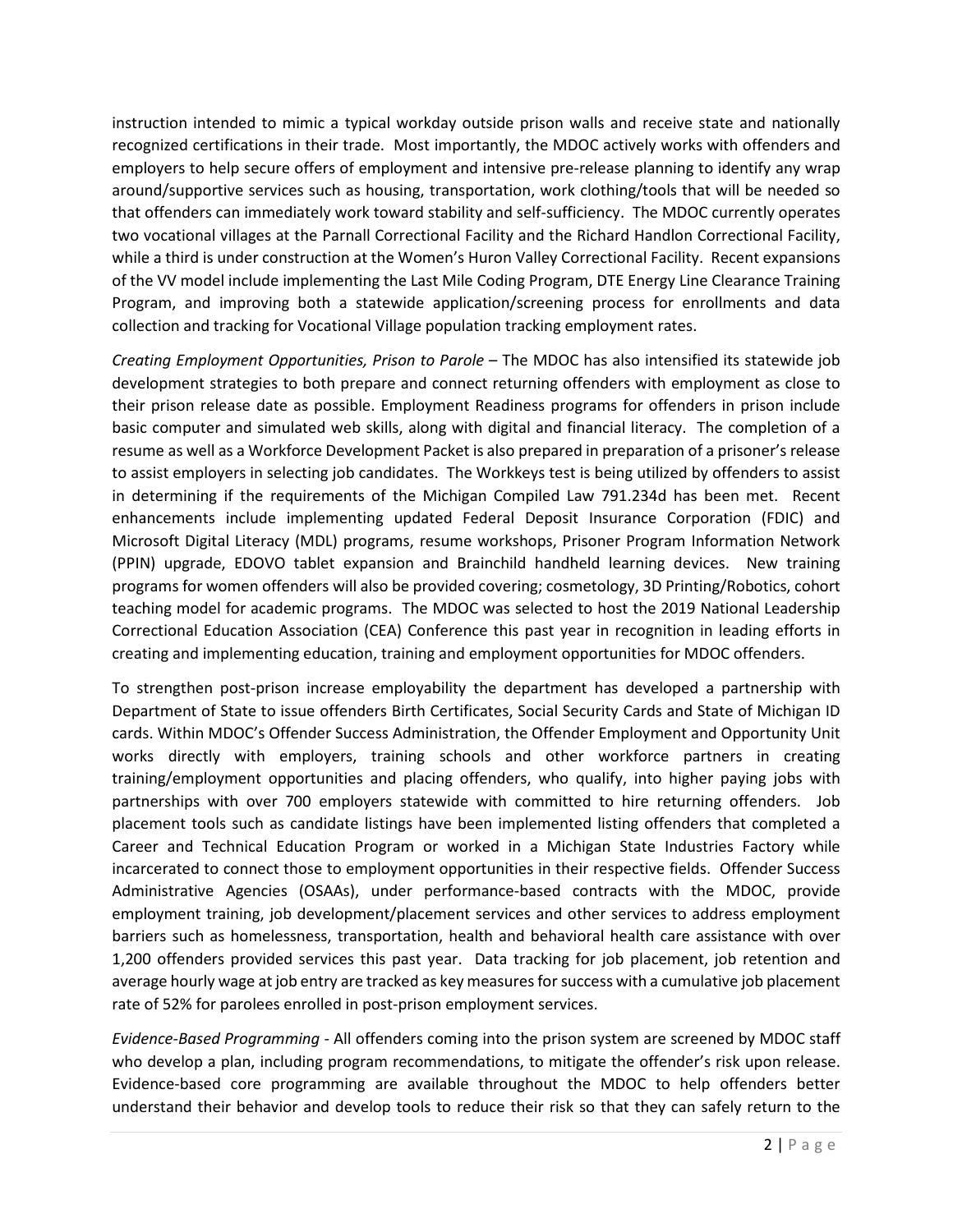instruction intended to mimic a typical workday outside prison walls and receive state and nationally recognized certifications in their trade. Most importantly, the MDOC actively works with offenders and employers to help secure offers of employment and intensive pre-release planning to identify any wrap around/supportive services such as housing, transportation, work clothing/tools that will be needed so that offenders can immediately work toward stability and self-sufficiency. The MDOC currently operates two vocational villages at the Parnall Correctional Facility and the Richard Handlon Correctional Facility, while a third is under construction at the Women's Huron Valley Correctional Facility. Recent expansions of the VV model include implementing the Last Mile Coding Program, DTE Energy Line Clearance Training Program, and improving both a statewide application/screening process for enrollments and data collection and tracking for Vocational Village population tracking employment rates.

*Creating Employment Opportunities, Prison to Parole* – The MDOC has also intensified its statewide job development strategies to both prepare and connect returning offenders with employment as close to their prison release date as possible. Employment Readiness programs for offenders in prison include basic computer and simulated web skills, along with digital and financial literacy. The completion of a resume as well as a Workforce Development Packet is also prepared in preparation of a prisoner's release to assist employers in selecting job candidates. The Workkeys test is being utilized by offenders to assist in determining if the requirements of the Michigan Compiled Law 791.234d has been met. Recent enhancements include implementing updated Federal Deposit Insurance Corporation (FDIC) and Microsoft Digital Literacy (MDL) programs, resume workshops, Prisoner Program Information Network (PPIN) upgrade, EDOVO tablet expansion and Brainchild handheld learning devices. New training programs for women offenders will also be provided covering; cosmetology, 3D Printing/Robotics, cohort teaching model for academic programs. The MDOC was selected to host the 2019 National Leadership Correctional Education Association (CEA) Conference this past year in recognition in leading efforts in creating and implementing education, training and employment opportunities for MDOC offenders.

To strengthen post-prison increase employability the department has developed a partnership with Department of State to issue offenders Birth Certificates, Social Security Cards and State of Michigan ID cards. Within MDOC's Offender Success Administration, the Offender Employment and Opportunity Unit works directly with employers, training schools and other workforce partners in creating training/employment opportunities and placing offenders, who qualify, into higher paying jobs with partnerships with over 700 employers statewide with committed to hire returning offenders. Job placement tools such as candidate listings have been implemented listing offenders that completed a Career and Technical Education Program or worked in a Michigan State Industries Factory while incarcerated to connect those to employment opportunities in their respective fields. Offender Success Administrative Agencies (OSAAs), under performance-based contracts with the MDOC, provide employment training, job development/placement services and other services to address employment barriers such as homelessness, transportation, health and behavioral health care assistance with over 1,200 offenders provided services this past year. Data tracking for job placement, job retention and average hourly wage at job entry are tracked as key measures for success with a cumulative job placement rate of 52% for parolees enrolled in post-prison employment services.

*Evidence-Based Programming* - All offenders coming into the prison system are screened by MDOC staff who develop a plan, including program recommendations, to mitigate the offender's risk upon release. Evidence-based core programming are available throughout the MDOC to help offenders better understand their behavior and develop tools to reduce their risk so that they can safely return to the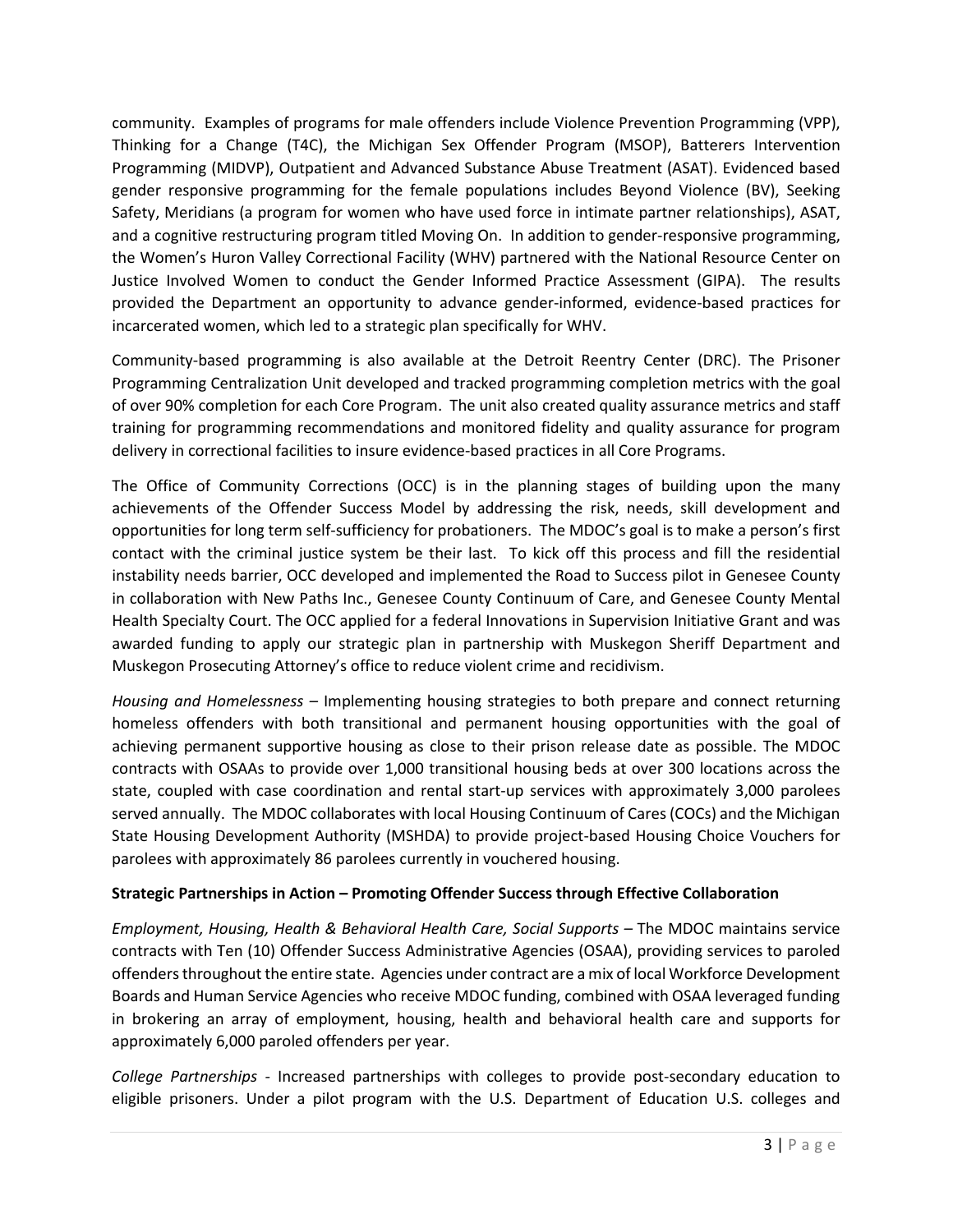community. Examples of programs for male offenders include Violence Prevention Programming (VPP), Thinking for a Change (T4C), the Michigan Sex Offender Program (MSOP), Batterers Intervention Programming (MIDVP), Outpatient and Advanced Substance Abuse Treatment (ASAT). Evidenced based gender responsive programming for the female populations includes Beyond Violence (BV), Seeking Safety, Meridians (a program for women who have used force in intimate partner relationships), ASAT, and a cognitive restructuring program titled Moving On. In addition to gender-responsive programming, the Women's Huron Valley Correctional Facility (WHV) partnered with the National Resource Center on Justice Involved Women to conduct the Gender Informed Practice Assessment (GIPA). The results provided the Department an opportunity to advance gender-informed, evidence-based practices for incarcerated women, which led to a strategic plan specifically for WHV.

Community-based programming is also available at the Detroit Reentry Center (DRC). The Prisoner Programming Centralization Unit developed and tracked programming completion metrics with the goal of over 90% completion for each Core Program. The unit also created quality assurance metrics and staff training for programming recommendations and monitored fidelity and quality assurance for program delivery in correctional facilities to insure evidence-based practices in all Core Programs.

The Office of Community Corrections (OCC) is in the planning stages of building upon the many achievements of the Offender Success Model by addressing the risk, needs, skill development and opportunities for long term self-sufficiency for probationers. The MDOC's goal is to make a person's first contact with the criminal justice system be their last. To kick off this process and fill the residential instability needs barrier, OCC developed and implemented the Road to Success pilot in Genesee County in collaboration with New Paths Inc., Genesee County Continuum of Care, and Genesee County Mental Health Specialty Court. The OCC applied for a federal Innovations in Supervision Initiative Grant and was awarded funding to apply our strategic plan in partnership with Muskegon Sheriff Department and Muskegon Prosecuting Attorney's office to reduce violent crime and recidivism.

*Housing and Homelessness* – Implementing housing strategies to both prepare and connect returning homeless offenders with both transitional and permanent housing opportunities with the goal of achieving permanent supportive housing as close to their prison release date as possible. The MDOC contracts with OSAAs to provide over 1,000 transitional housing beds at over 300 locations across the state, coupled with case coordination and rental start-up services with approximately 3,000 parolees served annually. The MDOC collaborates with local Housing Continuum of Cares (COCs) and the Michigan State Housing Development Authority (MSHDA) to provide project-based Housing Choice Vouchers for parolees with approximately 86 parolees currently in vouchered housing.

**Strategic Partnerships in Action – Promoting Offender Success through Effective Collaboration**

*Employment, Housing, Health & Behavioral Health Care, Social Supports* – The MDOC maintains service contracts with Ten (10) Offender Success Administrative Agencies (OSAA), providing services to paroled offenders throughout the entire state. Agencies under contract are a mix of local Workforce Development Boards and Human Service Agencies who receive MDOC funding, combined with OSAA leveraged funding in brokering an array of employment, housing, health and behavioral health care and supports for approximately 6,000 paroled offenders per year.

*College Partnerships* - Increased partnerships with colleges to provide post-secondary education to eligible prisoners. Under a pilot program with the U.S. Department of Education U.S. colleges and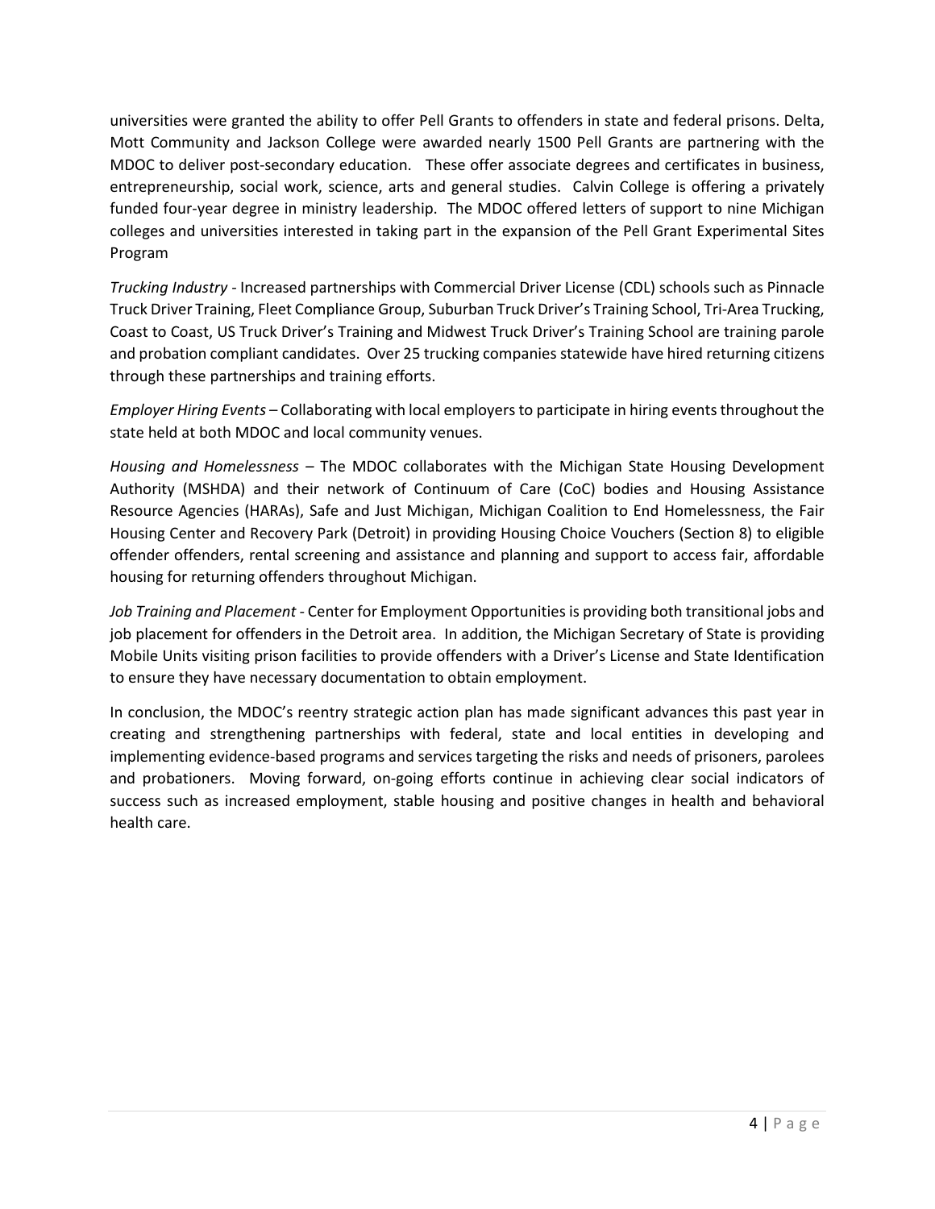universities were granted the ability to offer Pell Grants to offenders in state and federal prisons. Delta, Mott Community and Jackson College were awarded nearly 1500 Pell Grants are partnering with the MDOC to deliver post-secondary education. These offer associate degrees and certificates in business, entrepreneurship, social work, science, arts and general studies. Calvin College is offering a privately funded four-year degree in ministry leadership. The MDOC offered letters of support to nine Michigan colleges and universities interested in taking part in the expansion of the Pell Grant Experimental Sites Program

*Trucking Industry* - Increased partnerships with Commercial Driver License (CDL) schools such as Pinnacle Truck Driver Training, Fleet Compliance Group, Suburban Truck Driver's Training School, Tri-Area Trucking, Coast to Coast, US Truck Driver's Training and Midwest Truck Driver's Training School are training parole and probation compliant candidates. Over 25 trucking companies statewide have hired returning citizens through these partnerships and training efforts.

*Employer Hiring Events* – Collaborating with local employers to participate in hiring events throughout the state held at both MDOC and local community venues.

*Housing and Homelessness* – The MDOC collaborates with the Michigan State Housing Development Authority (MSHDA) and their network of Continuum of Care (CoC) bodies and Housing Assistance Resource Agencies (HARAs), Safe and Just Michigan, Michigan Coalition to End Homelessness, the Fair Housing Center and Recovery Park (Detroit) in providing Housing Choice Vouchers (Section 8) to eligible offender offenders, rental screening and assistance and planning and support to access fair, affordable housing for returning offenders throughout Michigan.

*Job Training and Placement* - Center for Employment Opportunities is providing both transitional jobs and job placement for offenders in the Detroit area. In addition, the Michigan Secretary of State is providing Mobile Units visiting prison facilities to provide offenders with a Driver's License and State Identification to ensure they have necessary documentation to obtain employment.

In conclusion, the MDOC's reentry strategic action plan has made significant advances this past year in creating and strengthening partnerships with federal, state and local entities in developing and implementing evidence-based programs and services targeting the risks and needs of prisoners, parolees and probationers. Moving forward, on-going efforts continue in achieving clear social indicators of success such as increased employment, stable housing and positive changes in health and behavioral health care.